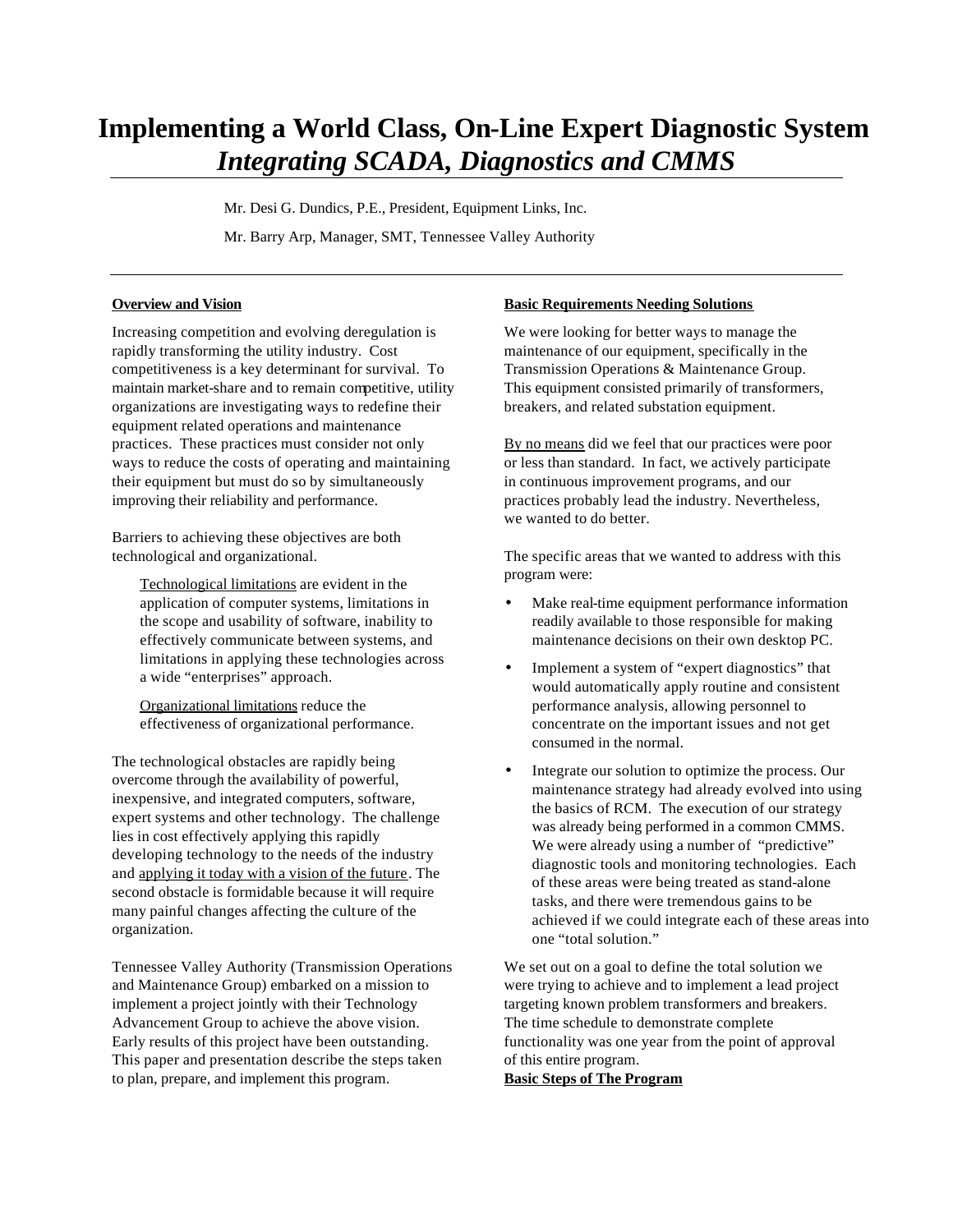# Implementing a World Class, On-Line Expert Diagnostic System
## *Integrating SCADA, Diagnostics and CMMS*

Mr. Desi G. Dundics, P.E., President, Equipment Links, Inc.

Mr. Barry Arp, Manager, SMT, Tennessee Valley Authority

### Overview and Vision

Increasing competition and evolving deregulation is rapidly transforming the utility industry. Cost competitiveness is a key determinant for survival. To maintain market-share and to remain competitive, utility organizations are investigating ways to redefine their equipment related operations and maintenance practices. These practices must consider not only ways to reduce the costs of operating and maintaining their equipment but must do so by simultaneously improving their reliability and performance.

Barriers to achieving these objectives are both technological and organizational.

> Technological limitations are evident in the application of computer systems, limitations in the scope and usability of software, inability to effectively communicate between systems, and limitations in applying these technologies across a wide "enterprises" approach.
>
> Organizational limitations reduce the effectiveness of organizational performance.

The technological obstacles are rapidly being overcome through the availability of powerful, inexpensive, and integrated computers, software, expert systems and other technology. The challenge lies in cost effectively applying this rapidly developing technology to the needs of the industry and applying it today with a vision of the future. The second obstacle is formidable because it will require many painful changes affecting the culture of the organization.

Tennessee Valley Authority (Transmission Operations and Maintenance Group) embarked on a mission to implement a project jointly with their Technology Advancement Group to achieve the above vision. Early results of this project have been outstanding. This paper and presentation describe the steps taken to plan, prepare, and implement this program.

### Basic Requirements Needing Solutions

We were looking for better ways to manage the maintenance of our equipment, specifically in the Transmission Operations & Maintenance Group. This equipment consisted primarily of transformers, breakers, and related substation equipment.

By no means did we feel that our practices were poor or less than standard. In fact, we actively participate in continuous improvement programs, and our practices probably lead the industry. Nevertheless, we wanted to do better.

The specific areas that we wanted to address with this program were:

- Make real-time equipment performance information readily available to those responsible for making maintenance decisions on their own desktop PC.
- Implement a system of "expert diagnostics" that would automatically apply routine and consistent performance analysis, allowing personnel to concentrate on the important issues and not get consumed in the normal.
- Integrate our solution to optimize the process. Our maintenance strategy had already evolved into using the basics of RCM. The execution of our strategy was already being performed in a common CMMS. We were already using a number of "predictive" diagnostic tools and monitoring technologies. Each of these areas were being treated as stand-alone tasks, and there were tremendous gains to be achieved if we could integrate each of these areas into one "total solution."

We set out on a goal to define the total solution we were trying to achieve and to implement a lead project targeting known problem transformers and breakers. The time schedule to demonstrate complete functionality was one year from the point of approval of this entire program.

### Basic Steps of The Program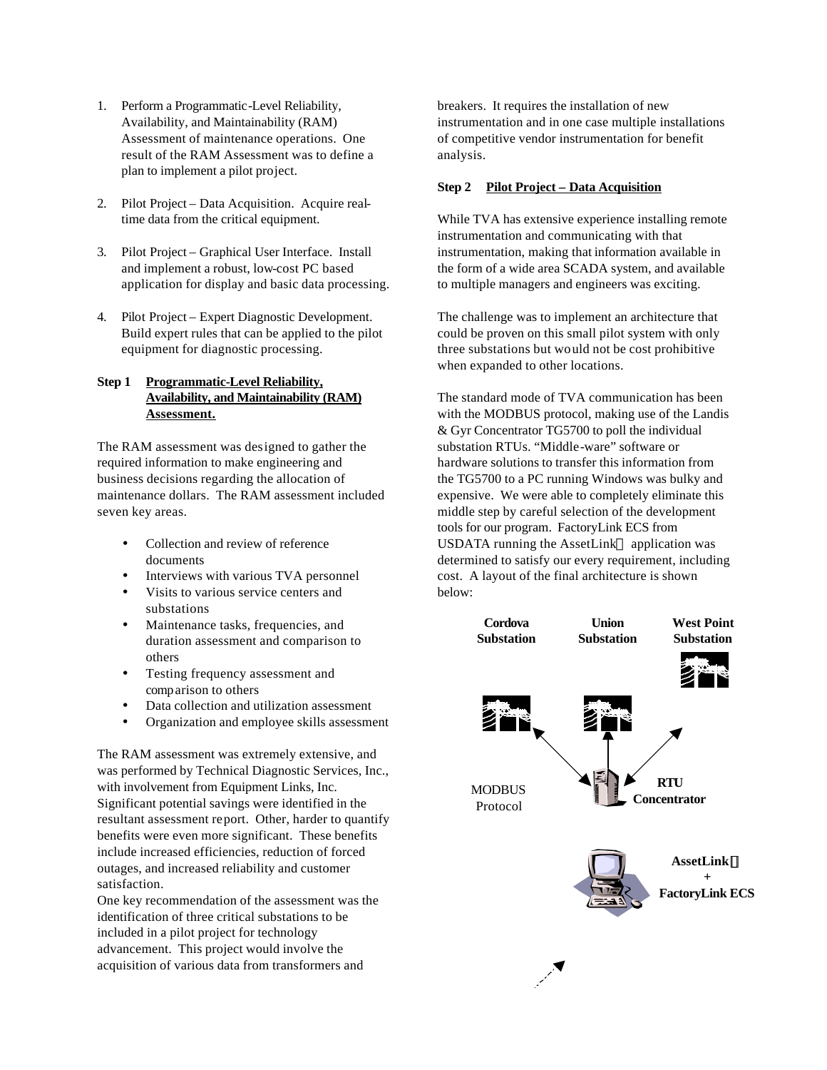1. Perform a Programmatic-Level Reliability, Availability, and Maintainability (RAM) Assessment of maintenance operations. One result of the RAM Assessment was to define a plan to implement a pilot project.

2. Pilot Project – Data Acquisition. Acquire real-time data from the critical equipment.

3. Pilot Project – Graphical User Interface. Install and implement a robust, low-cost PC based application for display and basic data processing.

4. Pilot Project – Expert Diagnostic Development. Build expert rules that can be applied to the pilot equipment for diagnostic processing.

**Step 1 Programmatic-Level Reliability, Availability, and Maintainability (RAM) Assessment.**

The RAM assessment was designed to gather the required information to make engineering and business decisions regarding the allocation of maintenance dollars. The RAM assessment included seven key areas.

- Collection and review of reference documents
- Interviews with various TVA personnel
- Visits to various service centers and substations
- Maintenance tasks, frequencies, and duration assessment and comparison to others
- Testing frequency assessment and comparison to others
- Data collection and utilization assessment
- Organization and employee skills assessment

The RAM assessment was extremely extensive, and was performed by Technical Diagnostic Services, Inc., with involvement from Equipment Links, Inc. Significant potential savings were identified in the resultant assessment report. Other, harder to quantify benefits were even more significant. These benefits include increased efficiencies, reduction of forced outages, and increased reliability and customer satisfaction.

One key recommendation of the assessment was the identification of three critical substations to be included in a pilot project for technology advancement. This project would involve the acquisition of various data from transformers and breakers. It requires the installation of new instrumentation and in one case multiple installations of competitive vendor instrumentation for benefit analysis.

**Step 2 Pilot Project – Data Acquisition**

While TVA has extensive experience installing remote instrumentation and communicating with that instrumentation, making that information available in the form of a wide area SCADA system, and available to multiple managers and engineers was exciting.

The challenge was to implement an architecture that could be proven on this small pilot system with only three substations but would not be cost prohibitive when expanded to other locations.

The standard mode of TVA communication has been with the MODBUS protocol, making use of the Landis & Gyr Concentrator TG5700 to poll the individual substation RTUs. "Middle-ware" software or hardware solutions to transfer this information from the TG5700 to a PC running Windows was bulky and expensive. We were able to completely eliminate this middle step by careful selection of the development tools for our program. FactoryLink ECS from USDATA running the AssetLink™ application was determined to satisfy our every requirement, including cost. A layout of the final architecture is shown below:

Cordova Substation | Union Substation | West Point Substation

MODBUS Protocol

RTU Concentrator

AssetLink™ + FactoryLink ECS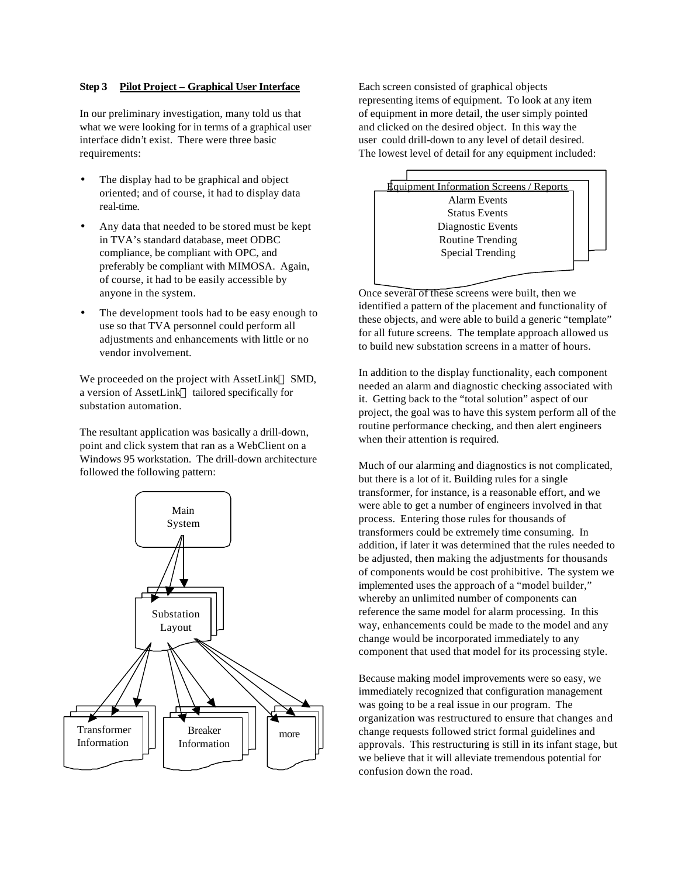**Step 3 Pilot Project – Graphical User Interface**

In our preliminary investigation, many told us that what we were looking for in terms of a graphical user interface didn't exist. There were three basic requirements:

- The display had to be graphical and object oriented; and of course, it had to display data real-time.
- Any data that needed to be stored must be kept in TVA's standard database, meet ODBC compliance, be compliant with OPC, and preferably be compliant with MIMOSA. Again, of course, it had to be easily accessible by anyone in the system.
- The development tools had to be easy enough to use so that TVA personnel could perform all adjustments and enhancements with little or no vendor involvement.

We proceeded on the project with AssetLink SMD, a version of AssetLink tailored specifically for substation automation.

The resultant application was basically a drill-down, point and click system that ran as a WebClient on a Windows 95 workstation. The drill-down architecture followed the following pattern:

Main System

Substation Layout

Transformer Information

Breaker Information

more

Each screen consisted of graphical objects representing items of equipment. To look at any item of equipment in more detail, the user simply pointed and clicked on the desired object. In this way the user could drill-down to any level of detail desired. The lowest level of detail for any equipment included:

Equipment Information Screens / Reports
Alarm Events
Status Events
Diagnostic Events
Routine Trending
Special Trending

Once several of these screens were built, then we identified a pattern of the placement and functionality of these objects, and were able to build a generic "template" for all future screens. The template approach allowed us to build new substation screens in a matter of hours.

In addition to the display functionality, each component needed an alarm and diagnostic checking associated with it. Getting back to the "total solution" aspect of our project, the goal was to have this system perform all of the routine performance checking, and then alert engineers when their attention is required.

Much of our alarming and diagnostics is not complicated, but there is a lot of it. Building rules for a single transformer, for instance, is a reasonable effort, and we were able to get a number of engineers involved in that process. Entering those rules for thousands of transformers could be extremely time consuming. In addition, if later it was determined that the rules needed to be adjusted, then making the adjustments for thousands of components would be cost prohibitive. The system we implemented uses the approach of a "model builder," whereby an unlimited number of components can reference the same model for alarm processing. In this way, enhancements could be made to the model and any change would be incorporated immediately to any component that used that model for its processing style.

Because making model improvements were so easy, we immediately recognized that configuration management was going to be a real issue in our program. The organization was restructured to ensure that changes and change requests followed strict formal guidelines and approvals. This restructuring is still in its infant stage, but we believe that it will alleviate tremendous potential for confusion down the road.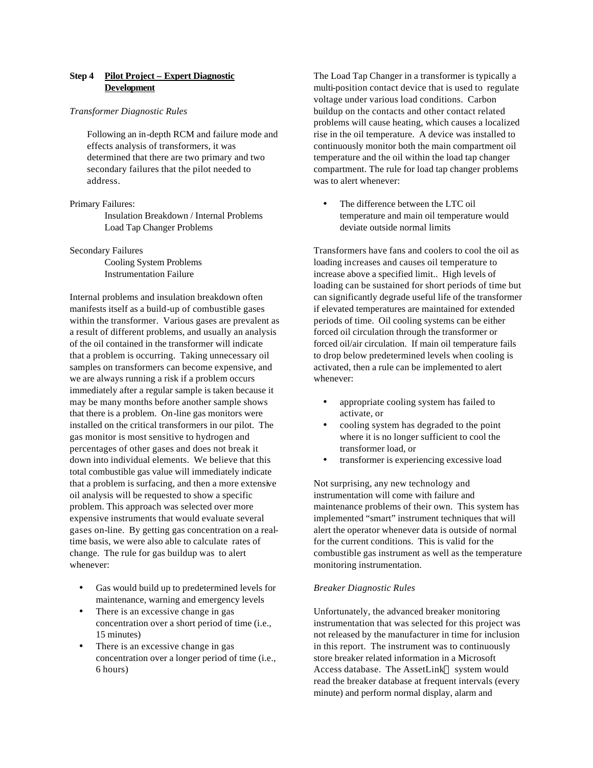**Step 4 Pilot Project – Expert Diagnostic Development**

*Transformer Diagnostic Rules*

Following an in-depth RCM and failure mode and effects analysis of transformers, it was determined that there are two primary and two secondary failures that the pilot needed to address.

Primary Failures:

Insulation Breakdown / Internal Problems
Load Tap Changer Problems

Secondary Failures

Cooling System Problems
Instrumentation Failure

Internal problems and insulation breakdown often manifests itself as a build-up of combustible gases within the transformer. Various gases are prevalent as a result of different problems, and usually an analysis of the oil contained in the transformer will indicate that a problem is occurring. Taking unnecessary oil samples on transformers can become expensive, and we are always running a risk if a problem occurs immediately after a regular sample is taken because it may be many months before another sample shows that there is a problem. On-line gas monitors were installed on the critical transformers in our pilot. The gas monitor is most sensitive to hydrogen and percentages of other gases and does not break it down into individual elements. We believe that this total combustible gas value will immediately indicate that a problem is surfacing, and then a more extensive oil analysis will be requested to show a specific problem. This approach was selected over more expensive instruments that would evaluate several gases on-line. By getting gas concentration on a real-time basis, we were also able to calculate rates of change. The rule for gas buildup was to alert whenever:

- Gas would build up to predetermined levels for maintenance, warning and emergency levels
- There is an excessive change in gas concentration over a short period of time (i.e., 15 minutes)
- There is an excessive change in gas concentration over a longer period of time (i.e., 6 hours)

The Load Tap Changer in a transformer is typically a multi-position contact device that is used to regulate voltage under various load conditions. Carbon buildup on the contacts and other contact related problems will cause heating, which causes a localized rise in the oil temperature. A device was installed to continuously monitor both the main compartment oil temperature and the oil within the load tap changer compartment. The rule for load tap changer problems was to alert whenever:

- The difference between the LTC oil temperature and main oil temperature would deviate outside normal limits

Transformers have fans and coolers to cool the oil as loading increases and causes oil temperature to increase above a specified limit.. High levels of loading can be sustained for short periods of time but can significantly degrade useful life of the transformer if elevated temperatures are maintained for extended periods of time. Oil cooling systems can be either forced oil circulation through the transformer or forced oil/air circulation. If main oil temperature fails to drop below predetermined levels when cooling is activated, then a rule can be implemented to alert whenever:

- appropriate cooling system has failed to activate, or
- cooling system has degraded to the point where it is no longer sufficient to cool the transformer load, or
- transformer is experiencing excessive load

Not surprising, any new technology and instrumentation will come with failure and maintenance problems of their own. This system has implemented "smart" instrument techniques that will alert the operator whenever data is outside of normal for the current conditions. This is valid for the combustible gas instrument as well as the temperature monitoring instrumentation.

*Breaker Diagnostic Rules*

Unfortunately, the advanced breaker monitoring instrumentation that was selected for this project was not released by the manufacturer in time for inclusion in this report. The instrument was to continuously store breaker related information in a Microsoft Access database. The AssetLink™ system would read the breaker database at frequent intervals (every minute) and perform normal display, alarm and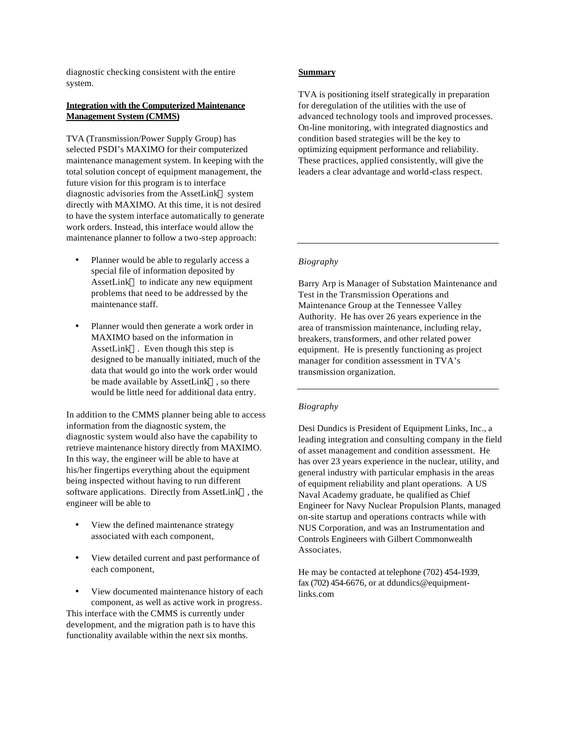diagnostic checking consistent with the entire system.

**Integration with the Computerized Maintenance Management System (CMMS)**

TVA (Transmission/Power Supply Group) has selected PSDI's MAXIMO for their computerized maintenance management system. In keeping with the total solution concept of equipment management, the future vision for this program is to interface diagnostic advisories from the AssetLink system directly with MAXIMO. At this time, it is not desired to have the system interface automatically to generate work orders. Instead, this interface would allow the maintenance planner to follow a two-step approach:

- Planner would be able to regularly access a special file of information deposited by AssetLink to indicate any new equipment problems that need to be addressed by the maintenance staff.
- Planner would then generate a work order in MAXIMO based on the information in AssetLink. Even though this step is designed to be manually initiated, much of the data that would go into the work order would be made available by AssetLink, so there would be little need for additional data entry.

In addition to the CMMS planner being able to access information from the diagnostic system, the diagnostic system would also have the capability to retrieve maintenance history directly from MAXIMO. In this way, the engineer will be able to have at his/her fingertips everything about the equipment being inspected without having to run different software applications. Directly from AssetLink, the engineer will be able to

- View the defined maintenance strategy associated with each component,
- View detailed current and past performance of each component,
- View documented maintenance history of each component, as well as active work in progress.

This interface with the CMMS is currently under development, and the migration path is to have this functionality available within the next six months.

**Summary**

TVA is positioning itself strategically in preparation for deregulation of the utilities with the use of advanced technology tools and improved processes. On-line monitoring, with integrated diagnostics and condition based strategies will be the key to optimizing equipment performance and reliability. These practices, applied consistently, will give the leaders a clear advantage and world-class respect.

---

*Biography*

Barry Arp is Manager of Substation Maintenance and Test in the Transmission Operations and Maintenance Group at the Tennessee Valley Authority. He has over 26 years experience in the area of transmission maintenance, including relay, breakers, transformers, and other related power equipment. He is presently functioning as project manager for condition assessment in TVA's transmission organization.

---

*Biography*

Desi Dundics is President of Equipment Links, Inc., a leading integration and consulting company in the field of asset management and condition assessment. He has over 23 years experience in the nuclear, utility, and general industry with particular emphasis in the areas of equipment reliability and plant operations. A US Naval Academy graduate, he qualified as Chief Engineer for Navy Nuclear Propulsion Plants, managed on-site startup and operations contracts while with NUS Corporation, and was an Instrumentation and Controls Engineers with Gilbert Commonwealth Associates.

He may be contacted at telephone (702) 454-1939, fax (702) 454-6676, or at ddundics@equipment-links.com